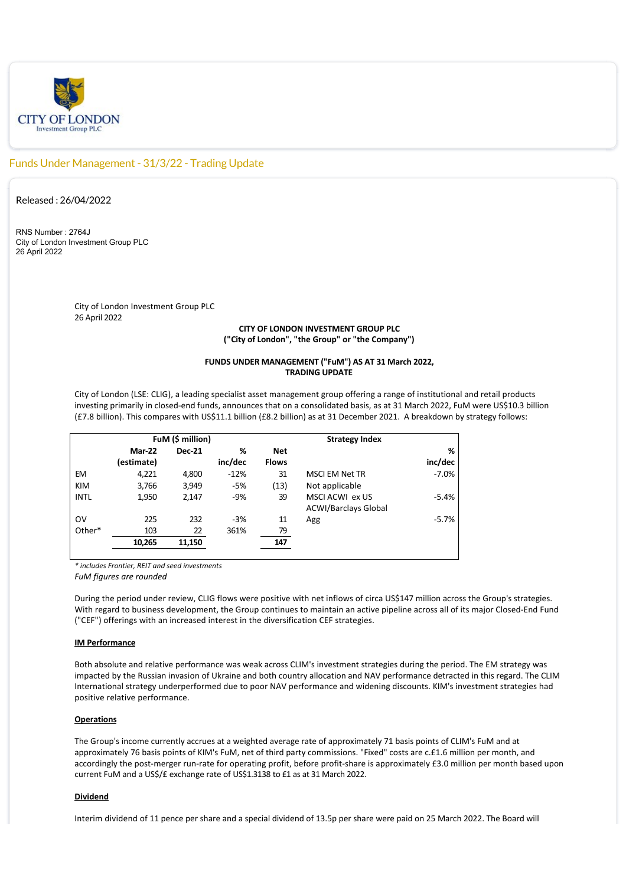CITY OF LONDON
Investment Group PLC

## Funds Under Management - 31/3/22 - Trading Update

Released : 26/04/2022

RNS Number : 2764J
City of London Investment Group PLC
26 April 2022

City of London Investment Group PLC
26 April 2022

**CITY OF LONDON INVESTMENT GROUP PLC**
**("City of London", "the Group" or "the Company")**

**FUNDS UNDER MANAGEMENT ("FuM") AS AT 31 March 2022,**
**TRADING UPDATE**

City of London (LSE: CLIG), a leading specialist asset management group offering a range of institutional and retail products investing primarily in closed-end funds, announces that on a consolidated basis, as at 31 March 2022, FuM were US$10.3 billion (£7.8 billion). This compares with US$11.1 billion (£8.2 billion) as at 31 December 2021. A breakdown by strategy follows:

| | FuM ($ million) | | | | Strategy Index | |
|---|---|---|---|---|---|---|
| | **Mar-22 (estimate)** | **Dec-21** | **% inc/dec** | **Net Flows** | | **% inc/dec** |
| EM | 4,221 | 4,800 | -12% | 31 | MSCI EM Net TR | -7.0% |
| KIM | 3,766 | 3,949 | -5% | (13) | Not applicable | |
| INTL | 1,950 | 2,147 | -9% | 39 | MSCI ACWI ex US | -5.4% |
| OV | 225 | 232 | -3% | 11 | ACWI/Barclays Global Agg | -5.7% |
| Other* | 103 | 22 | 361% | 79 | | |
| | **10,265** | **11,150** | | **147** | | |

*\* includes Frontier, REIT and seed investments*
*FuM figures are rounded*

During the period under review, CLIG flows were positive with net inflows of circa US$147 million across the Group's strategies. With regard to business development, the Group continues to maintain an active pipeline across all of its major Closed-End Fund ("CEF") offerings with an increased interest in the diversification CEF strategies.

**IM Performance**

Both absolute and relative performance was weak across CLIM's investment strategies during the period. The EM strategy was impacted by the Russian invasion of Ukraine and both country allocation and NAV performance detracted in this regard. The CLIM International strategy underperformed due to poor NAV performance and widening discounts. KIM's investment strategies had positive relative performance.

**Operations**

The Group's income currently accrues at a weighted average rate of approximately 71 basis points of CLIM's FuM and at approximately 76 basis points of KIM's FuM, net of third party commissions. "Fixed" costs are c.£1.6 million per month, and accordingly the post-merger run-rate for operating profit, before profit-share is approximately £3.0 million per month based upon current FuM and a US$/£ exchange rate of US$1.3138 to £1 as at 31 March 2022.

**Dividend**

Interim dividend of 11 pence per share and a special dividend of 13.5p per share were paid on 25 March 2022. The Board will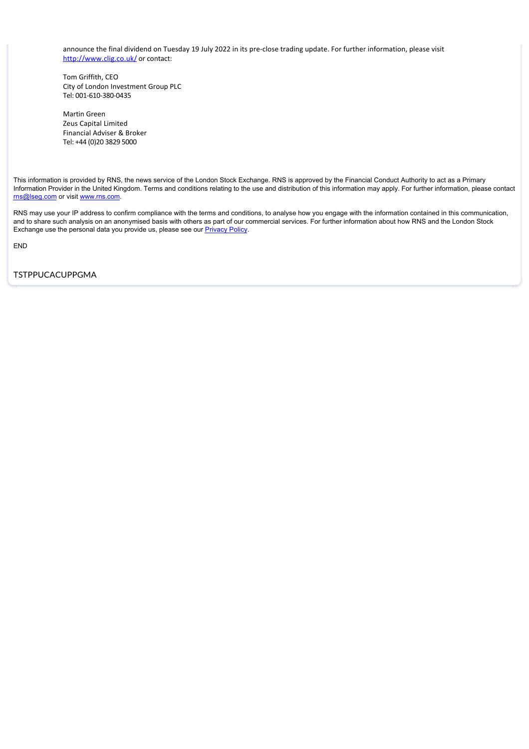announce the final dividend on Tuesday 19 July 2022 in its pre-close trading update. For further information, please visit [http://www.clig.co.uk/](http://www.clig.co.uk/) or contact:

Tom Griffith, CEO
City of London Investment Group PLC
Tel: 001-610-380-0435

Martin Green
Zeus Capital Limited
Financial Adviser & Broker
Tel: +44 (0)20 3829 5000

This information is provided by RNS, the news service of the London Stock Exchange. RNS is approved by the Financial Conduct Authority to act as a Primary Information Provider in the United Kingdom. Terms and conditions relating to the use and distribution of this information may apply. For further information, please contact [rns@lseg.com](mailto:rns@lseg.com) or visit [www.rns.com](http://www.rns.com).

RNS may use your IP address to confirm compliance with the terms and conditions, to analyse how you engage with the information contained in this communication, and to share such analysis on an anonymised basis with others as part of our commercial services. For further information about how RNS and the London Stock Exchange use the personal data you provide us, please see our Privacy Policy.

END

TSTPPUCACUPPGMA